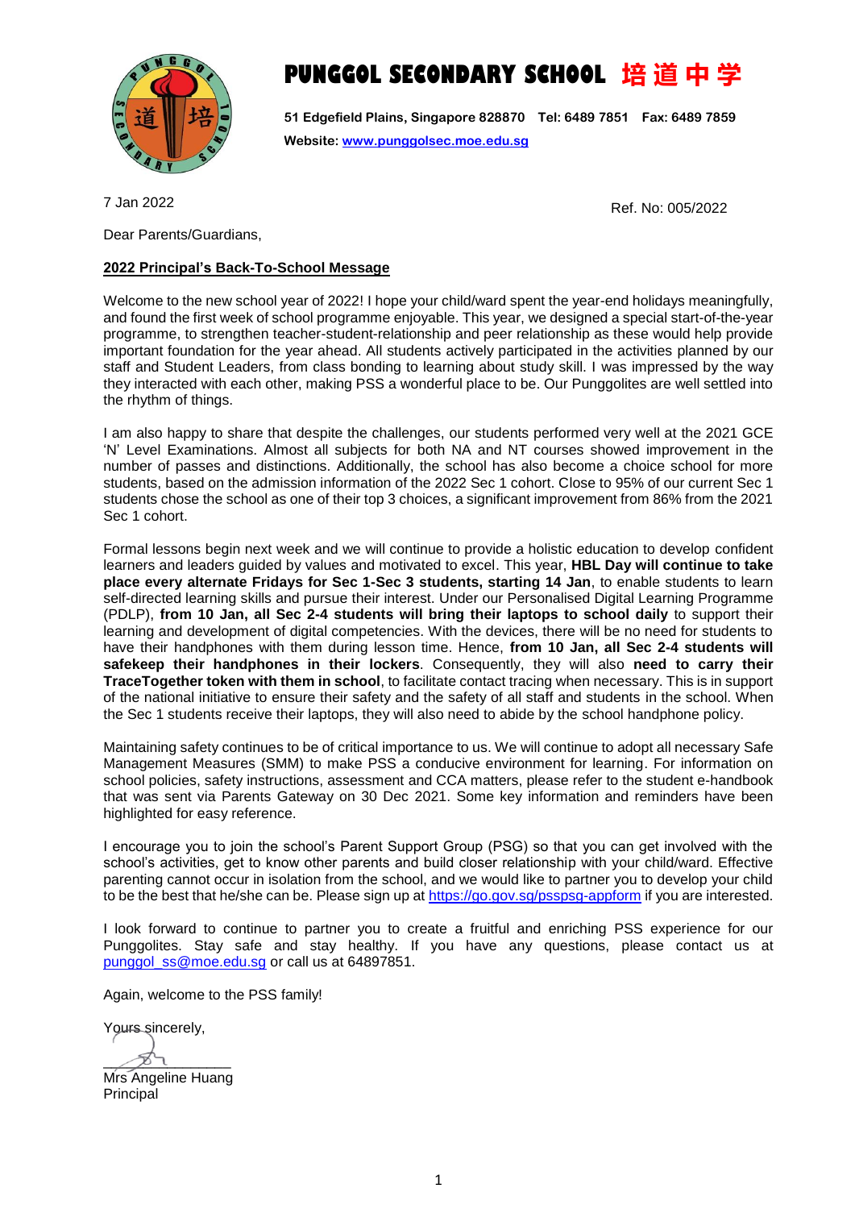# PUNGGOL SECONDARY SCHOOL 培道中学

**51 Edgefield Plains, Singapore 828870 Tel: 6489 7851 Fax: 6489 7859**
**Website: [www.punggolsec.moe.edu.sg](http://www.punggolsec.moe.edu.sg)**

7 Jan 2022

Ref. No: 005/2022

Dear Parents/Guardians,

**2022 Principal's Back-To-School Message**

Welcome to the new school year of 2022! I hope your child/ward spent the year-end holidays meaningfully, and found the first week of school programme enjoyable. This year, we designed a special start-of-the-year programme, to strengthen teacher-student-relationship and peer relationship as these would help provide important foundation for the year ahead. All students actively participated in the activities planned by our staff and Student Leaders, from class bonding to learning about study skill. I was impressed by the way they interacted with each other, making PSS a wonderful place to be. Our Punggolites are well settled into the rhythm of things.

I am also happy to share that despite the challenges, our students performed very well at the 2021 GCE 'N' Level Examinations. Almost all subjects for both NA and NT courses showed improvement in the number of passes and distinctions. Additionally, the school has also become a choice school for more students, based on the admission information of the 2022 Sec 1 cohort. Close to 95% of our current Sec 1 students chose the school as one of their top 3 choices, a significant improvement from 86% from the 2021 Sec 1 cohort.

Formal lessons begin next week and we will continue to provide a holistic education to develop confident learners and leaders guided by values and motivated to excel. This year, **HBL Day will continue to take place every alternate Fridays for Sec 1-Sec 3 students, starting 14 Jan**, to enable students to learn self-directed learning skills and pursue their interest. Under our Personalised Digital Learning Programme (PDLP), **from 10 Jan, all Sec 2-4 students will bring their laptops to school daily** to support their learning and development of digital competencies. With the devices, there will be no need for students to have their handphones with them during lesson time. Hence, **from 10 Jan, all Sec 2-4 students will safekeep their handphones in their lockers**. Consequently, they will also **need to carry their TraceTogether token with them in school**, to facilitate contact tracing when necessary. This is in support of the national initiative to ensure their safety and the safety of all staff and students in the school. When the Sec 1 students receive their laptops, they will also need to abide by the school handphone policy.

Maintaining safety continues to be of critical importance to us. We will continue to adopt all necessary Safe Management Measures (SMM) to make PSS a conducive environment for learning. For information on school policies, safety instructions, assessment and CCA matters, please refer to the student e-handbook that was sent via Parents Gateway on 30 Dec 2021. Some key information and reminders have been highlighted for easy reference.

I encourage you to join the school's Parent Support Group (PSG) so that you can get involved with the school's activities, get to know other parents and build closer relationship with your child/ward. Effective parenting cannot occur in isolation from the school, and we would like to partner you to develop your child to be the best that he/she can be. Please sign up at [https://go.gov.sg/psspsg-appform](https://go.gov.sg/psspsg-appform) if you are interested.

I look forward to continue to partner you to create a fruitful and enriching PSS experience for our Punggolites. Stay safe and stay healthy. If you have any questions, please contact us at [punggol_ss@moe.edu.sg](mailto:punggol_ss@moe.edu.sg) or call us at 64897851.

Again, welcome to the PSS family!

Yours sincerely,

Mrs Angeline Huang
Principal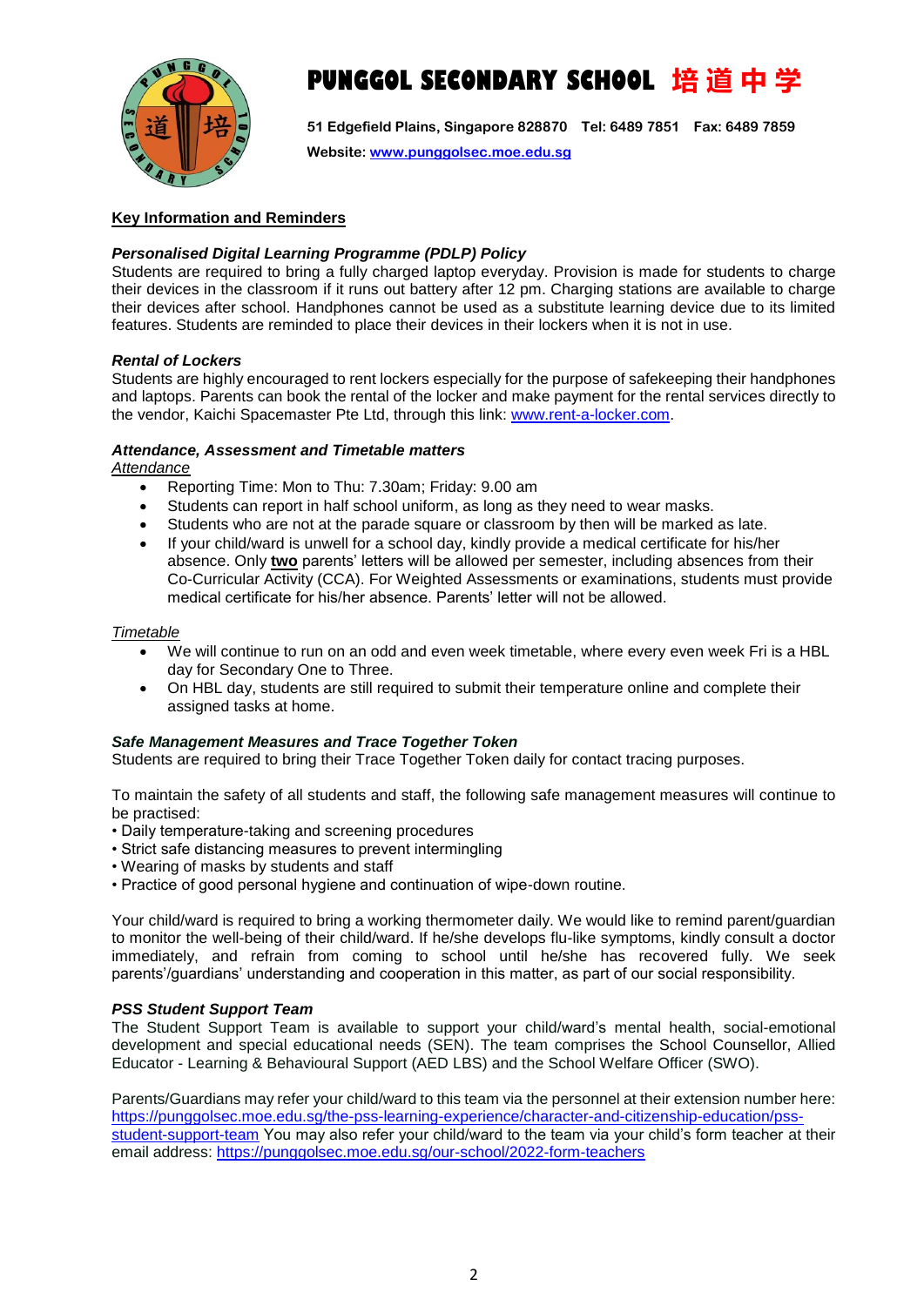# PUNGGOL SECONDARY SCHOOL 培道中学

**51 Edgefield Plains, Singapore 828870 Tel: 6489 7851 Fax: 6489 7859**
**Website: www.punggolsec.moe.edu.sg**

## Key Information and Reminders

### *Personalised Digital Learning Programme (PDLP) Policy*

Students are required to bring a fully charged laptop everyday. Provision is made for students to charge their devices in the classroom if it runs out battery after 12 pm. Charging stations are available to charge their devices after school. Handphones cannot be used as a substitute learning device due to its limited features. Students are reminded to place their devices in their lockers when it is not in use.

### *Rental of Lockers*

Students are highly encouraged to rent lockers especially for the purpose of safekeeping their handphones and laptops. Parents can book the rental of the locker and make payment for the rental services directly to the vendor, Kaichi Spacemaster Pte Ltd, through this link: www.rent-a-locker.com.

### *Attendance, Assessment and Timetable matters*

*Attendance*

- Reporting Time: Mon to Thu: 7.30am; Friday: 9.00 am
- Students can report in half school uniform, as long as they need to wear masks.
- Students who are not at the parade square or classroom by then will be marked as late.
- If your child/ward is unwell for a school day, kindly provide a medical certificate for his/her absence. Only **two** parents' letters will be allowed per semester, including absences from their Co-Curricular Activity (CCA). For Weighted Assessments or examinations, students must provide medical certificate for his/her absence. Parents' letter will not be allowed.

*Timetable*

- We will continue to run on an odd and even week timetable, where every even week Fri is a HBL day for Secondary One to Three.
- On HBL day, students are still required to submit their temperature online and complete their assigned tasks at home.

### *Safe Management Measures and Trace Together Token*

Students are required to bring their Trace Together Token daily for contact tracing purposes.

To maintain the safety of all students and staff, the following safe management measures will continue to be practised:

- Daily temperature-taking and screening procedures
- Strict safe distancing measures to prevent intermingling
- Wearing of masks by students and staff
- Practice of good personal hygiene and continuation of wipe-down routine.

Your child/ward is required to bring a working thermometer daily. We would like to remind parent/guardian to monitor the well-being of their child/ward. If he/she develops flu-like symptoms, kindly consult a doctor immediately, and refrain from coming to school until he/she has recovered fully. We seek parents'/guardians' understanding and cooperation in this matter, as part of our social responsibility.

### *PSS Student Support Team*

The Student Support Team is available to support your child/ward's mental health, social-emotional development and special educational needs (SEN). The team comprises the School Counsellor, Allied Educator - Learning & Behavioural Support (AED LBS) and the School Welfare Officer (SWO).

Parents/Guardians may refer your child/ward to this team via the personnel at their extension number here: https://punggolsec.moe.edu.sg/the-pss-learning-experience/character-and-citizenship-education/pss-student-support-team You may also refer your child/ward to the team via your child's form teacher at their email address: https://punggolsec.moe.edu.sg/our-school/2022-form-teachers